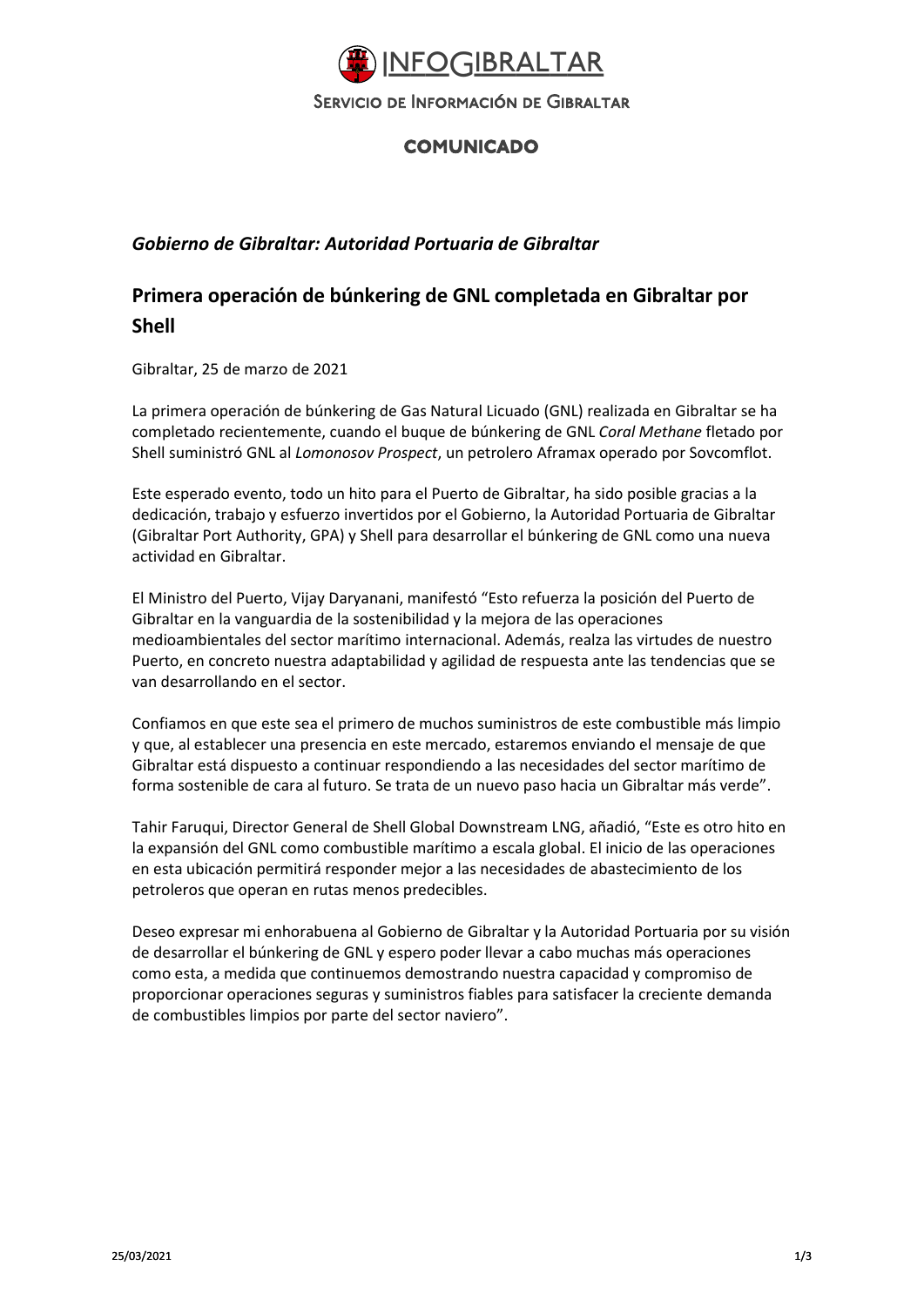# INFOGIBRALTAR

Servicio de Información de Gibraltar

**COMUNICADO**

***Gobierno de Gibraltar: Autoridad Portuaria de Gibraltar***

## Primera operación de búnkering de GNL completada en Gibraltar por Shell

Gibraltar, 25 de marzo de 2021

La primera operación de búnkering de Gas Natural Licuado (GNL) realizada en Gibraltar se ha completado recientemente, cuando el buque de búnkering de GNL *Coral Methane* fletado por Shell suministró GNL al *Lomonosov Prospect*, un petrolero Aframax operado por Sovcomflot.

Este esperado evento, todo un hito para el Puerto de Gibraltar, ha sido posible gracias a la dedicación, trabajo y esfuerzo invertidos por el Gobierno, la Autoridad Portuaria de Gibraltar (Gibraltar Port Authority, GPA) y Shell para desarrollar el búnkering de GNL como una nueva actividad en Gibraltar.

El Ministro del Puerto, Vijay Daryanani, manifestó "Esto refuerza la posición del Puerto de Gibraltar en la vanguardia de la sostenibilidad y la mejora de las operaciones medioambientales del sector marítimo internacional. Además, realza las virtudes de nuestro Puerto, en concreto nuestra adaptabilidad y agilidad de respuesta ante las tendencias que se van desarrollando en el sector.

Confiamos en que este sea el primero de muchos suministros de este combustible más limpio y que, al establecer una presencia en este mercado, estaremos enviando el mensaje de que Gibraltar está dispuesto a continuar respondiendo a las necesidades del sector marítimo de forma sostenible de cara al futuro. Se trata de un nuevo paso hacia un Gibraltar más verde".

Tahir Faruqui, Director General de Shell Global Downstream LNG, añadió, "Este es otro hito en la expansión del GNL como combustible marítimo a escala global. El inicio de las operaciones en esta ubicación permitirá responder mejor a las necesidades de abastecimiento de los petroleros que operan en rutas menos predecibles.

Deseo expresar mi enhorabuena al Gobierno de Gibraltar y la Autoridad Portuaria por su visión de desarrollar el búnkering de GNL y espero poder llevar a cabo muchas más operaciones como esta, a medida que continuemos demostrando nuestra capacidad y compromiso de proporcionar operaciones seguras y suministros fiables para satisfacer la creciente demanda de combustibles limpios por parte del sector naviero".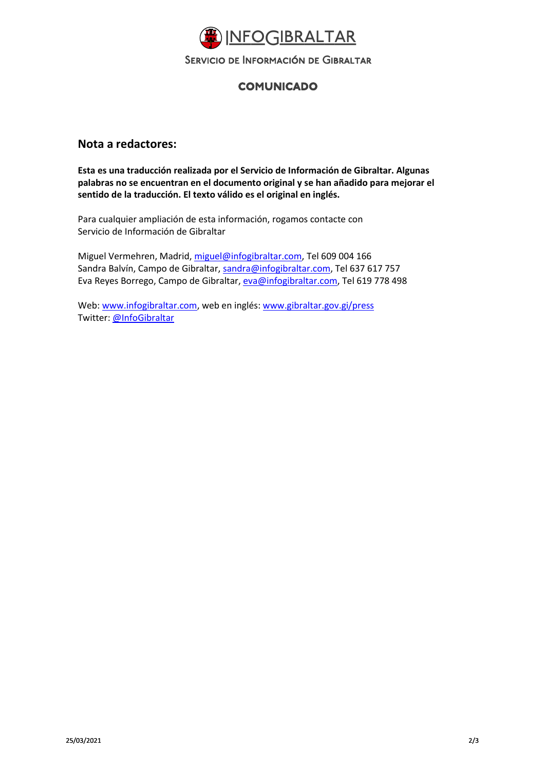# INFOGIBRALTAR

Servicio de Información de Gibraltar

## COMUNICADO

### Nota a redactores:

**Esta es una traducción realizada por el Servicio de Información de Gibraltar. Algunas palabras no se encuentran en el documento original y se han añadido para mejorar el sentido de la traducción. El texto válido es el original en inglés.**

Para cualquier ampliación de esta información, rogamos contacte con
Servicio de Información de Gibraltar

Miguel Vermehren, Madrid, miguel@infogibraltar.com, Tel 609 004 166
Sandra Balvín, Campo de Gibraltar, sandra@infogibraltar.com, Tel 637 617 757
Eva Reyes Borrego, Campo de Gibraltar, eva@infogibraltar.com, Tel 619 778 498

Web: www.infogibraltar.com, web en inglés: www.gibraltar.gov.gi/press
Twitter: @InfoGibraltar

25/03/2021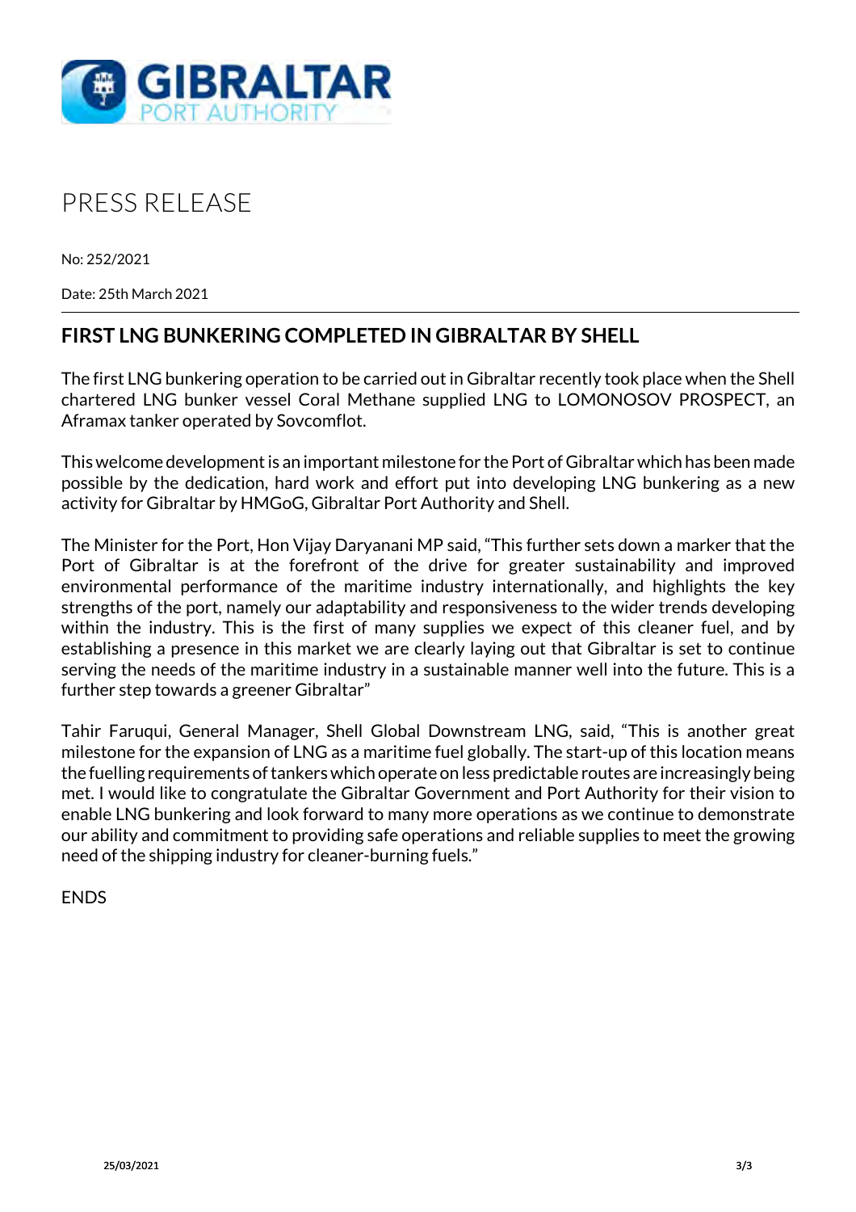GIBRALTAR
PORT AUTHORITY

# PRESS RELEASE

No: 252/2021

Date: 25th March 2021

## FIRST LNG BUNKERING COMPLETED IN GIBRALTAR BY SHELL

The first LNG bunkering operation to be carried out in Gibraltar recently took place when the Shell chartered LNG bunker vessel Coral Methane supplied LNG to LOMONOSOV PROSPECT, an Aframax tanker operated by Sovcomflot.

This welcome development is an important milestone for the Port of Gibraltar which has been made possible by the dedication, hard work and effort put into developing LNG bunkering as a new activity for Gibraltar by HMGoG, Gibraltar Port Authority and Shell.

The Minister for the Port, Hon Vijay Daryanani MP said, "This further sets down a marker that the Port of Gibraltar is at the forefront of the drive for greater sustainability and improved environmental performance of the maritime industry internationally, and highlights the key strengths of the port, namely our adaptability and responsiveness to the wider trends developing within the industry. This is the first of many supplies we expect of this cleaner fuel, and by establishing a presence in this market we are clearly laying out that Gibraltar is set to continue serving the needs of the maritime industry in a sustainable manner well into the future. This is a further step towards a greener Gibraltar"

Tahir Faruqui, General Manager, Shell Global Downstream LNG, said, "This is another great milestone for the expansion of LNG as a maritime fuel globally. The start-up of this location means the fuelling requirements of tankers which operate on less predictable routes are increasingly being met. I would like to congratulate the Gibraltar Government and Port Authority for their vision to enable LNG bunkering and look forward to many more operations as we continue to demonstrate our ability and commitment to providing safe operations and reliable supplies to meet the growing need of the shipping industry for cleaner-burning fuels."

ENDS